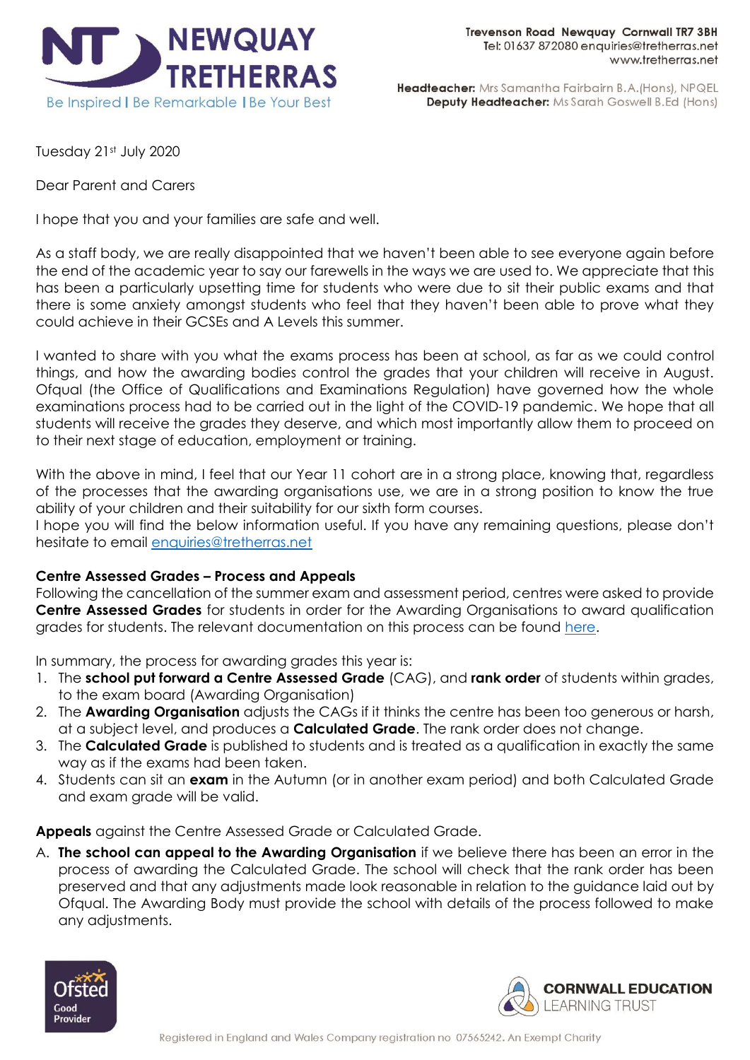**NEWQUAY TRETHERRAS**
Be Inspired | Be Remarkable | Be Your Best

Trevenson Road Newquay Cornwall TR7 3BH
Tel: 01637 872080 enquiries@tretherras.net
www.tretherras.net

**Headteacher:** Mrs Samantha Fairbairn B.A.(Hons), NPQEL
**Deputy Headteacher:** Ms Sarah Goswell B.Ed (Hons)

Tuesday 21st July 2020

Dear Parent and Carers

I hope that you and your families are safe and well.

As a staff body, we are really disappointed that we haven't been able to see everyone again before the end of the academic year to say our farewells in the ways we are used to. We appreciate that this has been a particularly upsetting time for students who were due to sit their public exams and that there is some anxiety amongst students who feel that they haven't been able to prove what they could achieve in their GCSEs and A Levels this summer.

I wanted to share with you what the exams process has been at school, as far as we could control things, and how the awarding bodies control the grades that your children will receive in August. Ofqual (the Office of Qualifications and Examinations Regulation) have governed how the whole examinations process had to be carried out in the light of the COVID-19 pandemic. We hope that all students will receive the grades they deserve, and which most importantly allow them to proceed on to their next stage of education, employment or training.

With the above in mind, I feel that our Year 11 cohort are in a strong place, knowing that, regardless of the processes that the awarding organisations use, we are in a strong position to know the true ability of your children and their suitability for our sixth form courses.
I hope you will find the below information useful. If you have any remaining questions, please don't hesitate to email enquiries@tretherras.net

**Centre Assessed Grades – Process and Appeals**
Following the cancellation of the summer exam and assessment period, centres were asked to provide **Centre Assessed Grades** for students in order for the Awarding Organisations to award qualification grades for students. The relevant documentation on this process can be found here.

In summary, the process for awarding grades this year is:

1. The **school put forward a Centre Assessed Grade** (CAG), and **rank order** of students within grades, to the exam board (Awarding Organisation)
2. The **Awarding Organisation** adjusts the CAGs if it thinks the centre has been too generous or harsh, at a subject level, and produces a **Calculated Grade**. The rank order does not change.
3. The **Calculated Grade** is published to students and is treated as a qualification in exactly the same way as if the exams had been taken.
4. Students can sit an **exam** in the Autumn (or in another exam period) and both Calculated Grade and exam grade will be valid.

**Appeals** against the Centre Assessed Grade or Calculated Grade.

A. **The school can appeal to the Awarding Organisation** if we believe there has been an error in the process of awarding the Calculated Grade. The school will check that the rank order has been preserved and that any adjustments made look reasonable in relation to the guidance laid out by Ofqual. The Awarding Body must provide the school with details of the process followed to make any adjustments.

Ofsted Good Provider

CORNWALL EDUCATION LEARNING TRUST

Registered in England and Wales Company registration no 07565242. An Exempt Charity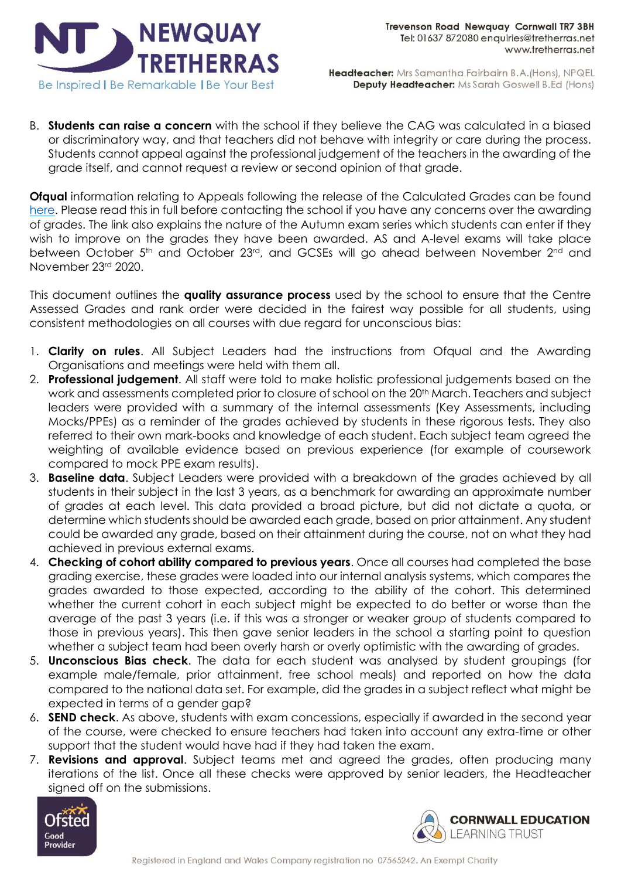B. **Students can raise a concern** with the school if they believe the CAG was calculated in a biased or discriminatory way, and that teachers did not behave with integrity or care during the process. Students cannot appeal against the professional judgement of the teachers in the awarding of the grade itself, and cannot request a review or second opinion of that grade.

**Ofqual** information relating to Appeals following the release of the Calculated Grades can be found here. Please read this in full before contacting the school if you have any concerns over the awarding of grades. The link also explains the nature of the Autumn exam series which students can enter if they wish to improve on the grades they have been awarded. AS and A-level exams will take place between October 5th and October 23rd, and GCSEs will go ahead between November 2nd and November 23rd 2020.

This document outlines the **quality assurance process** used by the school to ensure that the Centre Assessed Grades and rank order were decided in the fairest way possible for all students, using consistent methodologies on all courses with due regard for unconscious bias:

1. **Clarity on rules**. All Subject Leaders had the instructions from Ofqual and the Awarding Organisations and meetings were held with them all.
2. **Professional judgement**. All staff were told to make holistic professional judgements based on the work and assessments completed prior to closure of school on the 20th March. Teachers and subject leaders were provided with a summary of the internal assessments (Key Assessments, including Mocks/PPEs) as a reminder of the grades achieved by students in these rigorous tests. They also referred to their own mark-books and knowledge of each student. Each subject team agreed the weighting of available evidence based on previous experience (for example of coursework compared to mock PPE exam results).
3. **Baseline data**. Subject Leaders were provided with a breakdown of the grades achieved by all students in their subject in the last 3 years, as a benchmark for awarding an approximate number of grades at each level. This data provided a broad picture, but did not dictate a quota, or determine which students should be awarded each grade, based on prior attainment. Any student could be awarded any grade, based on their attainment during the course, not on what they had achieved in previous external exams.
4. **Checking of cohort ability compared to previous years**. Once all courses had completed the base grading exercise, these grades were loaded into our internal analysis systems, which compares the grades awarded to those expected, according to the ability of the cohort. This determined whether the current cohort in each subject might be expected to do better or worse than the average of the past 3 years (i.e. if this was a stronger or weaker group of students compared to those in previous years). This then gave senior leaders in the school a starting point to question whether a subject team had been overly harsh or overly optimistic with the awarding of grades.
5. **Unconscious Bias check**. The data for each student was analysed by student groupings (for example male/female, prior attainment, free school meals) and reported on how the data compared to the national data set. For example, did the grades in a subject reflect what might be expected in terms of a gender gap?
6. **SEND check**. As above, students with exam concessions, especially if awarded in the second year of the course, were checked to ensure teachers had taken into account any extra-time or other support that the student would have had if they had taken the exam.
7. **Revisions and approval**. Subject teams met and agreed the grades, often producing many iterations of the list. Once all these checks were approved by senior leaders, the Headteacher signed off on the submissions.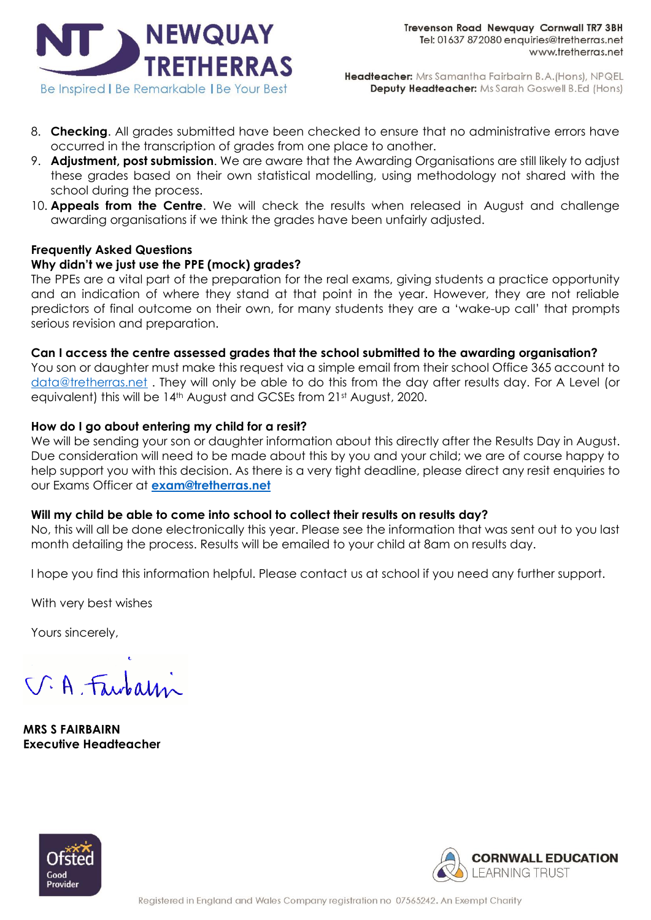8. **Checking**. All grades submitted have been checked to ensure that no administrative errors have occurred in the transcription of grades from one place to another.
9. **Adjustment, post submission**. We are aware that the Awarding Organisations are still likely to adjust these grades based on their own statistical modelling, using methodology not shared with the school during the process.
10. **Appeals from the Centre**. We will check the results when released in August and challenge awarding organisations if we think the grades have been unfairly adjusted.

**Frequently Asked Questions**

**Why didn't we just use the PPE (mock) grades?**

The PPEs are a vital part of the preparation for the real exams, giving students a practice opportunity and an indication of where they stand at that point in the year. However, they are not reliable predictors of final outcome on their own, for many students they are a 'wake-up call' that prompts serious revision and preparation.

**Can I access the centre assessed grades that the school submitted to the awarding organisation?**

You son or daughter must make this request via a simple email from their school Office 365 account to data@tretherras.net . They will only be able to do this from the day after results day. For A Level (or equivalent) this will be 14th August and GCSEs from 21st August, 2020.

**How do I go about entering my child for a resit?**

We will be sending your son or daughter information about this directly after the Results Day in August. Due consideration will need to be made about this by you and your child; we are of course happy to help support you with this decision. As there is a very tight deadline, please direct any resit enquiries to our Exams Officer at **exam@tretherras.net**

**Will my child be able to come into school to collect their results on results day?**

No, this will all be done electronically this year. Please see the information that was sent out to you last month detailing the process. Results will be emailed to your child at 8am on results day.

I hope you find this information helpful. Please contact us at school if you need any further support.

With very best wishes

Yours sincerely,

S. A. Fairbairn

**MRS S FAIRBAIRN**
**Executive Headteacher**